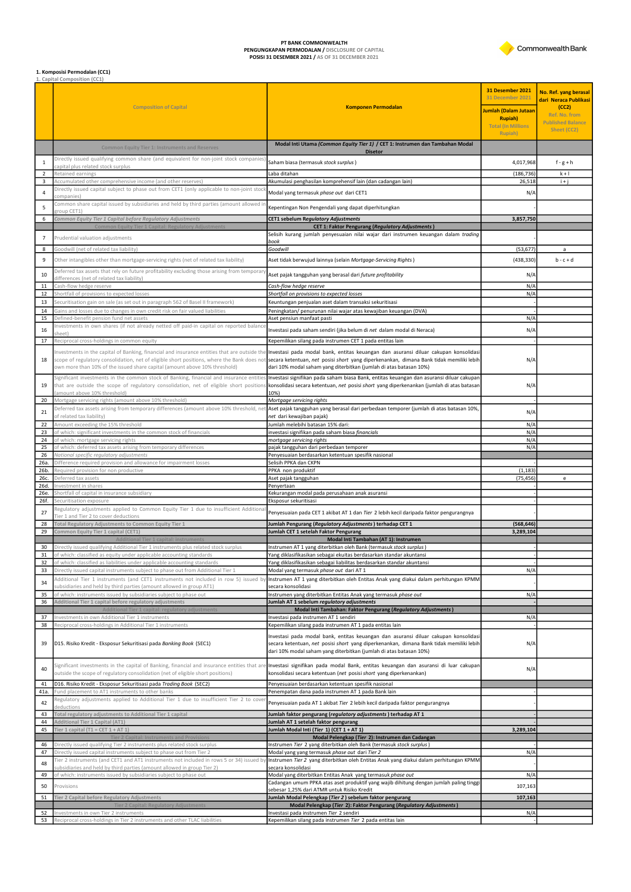**PT BANK COMMONWEALTH**
**PENGUNGKAPAN PERMODALAN / DISCLOSURE OF CAPITAL**
**POSISI 31 DESEMBER 2021 / AS OF 31 DECEMBER 2021**

**1. Komposisi Permodalan (CC1)**
1. Capital Composition (CC1)

| | Composition of Capital | Komponen Permodalan | 31 Desember 2021 / 31 December 2021 — Jumlah (Dalam Jutaan Rupiah) / Total (In Millions Rupiah) | No. Ref. yang berasal dari Neraca Publikasi (CC2) / Ref. No. from Published Balance Sheet (CC2) |
|---|---|---|---|---|
| | **Common Equity Tier 1: Instruments and Reserves** | **Modal Inti Utama *(Common Equity Tier 1)* / CET 1: Instrumen dan Tambahan Modal Disetor** | | |
| 1 | Directly issued qualifying common share (and equivalent for non-joint stock companies) capital plus related stock surplus | Saham biasa (termasuk *stock surplus*) | 4,017,968 | f - g + h |
| 2 | Retained earnings | Laba ditahan | (186,736) | k + l |
| 3 | Accumulated other comprehensive income (and other reserves) | Akumulasi penghasilan komprehensif lain (dan cadangan lain) | 26,518 | i + j |
| 4 | Directly issued capital subject to phase out from CET1 (only applicable to non-joint stock companies) | Modal yang termasuk *phase out* dari CET1 | N/A | |
| 5 | Common share capital issued by subsidiaries and held by third parties (amount allowed in group CET1) | Kepentingan Non Pengendali yang dapat diperhitungkan | - | |
| 6 | *Common Equity Tier 1 Capital before Regulatory Adjustments* | **CET1 sebelum *Regulatory Adjustments*** | **3,857,750** | |
| | **Common Equity Tier 1 Capital: Regulatory Adjustments** | **CET 1: Faktor Pengurang (*Regulatory Adjustments*)** | | |
| 7 | Prudential valuation adjustments | Selisih kurang jumlah penyesuaian nilai wajar dari instrumen keuangan dalam *trading book* | - | |
| 8 | Goodwill (net of related tax liability) | *Goodwill* | (53,677) | a |
| 9 | Other intangibles other than mortgage-servicing rights (net of related tax liability) | Aset tidak berwujud lainnya (selain *Mortgage-Servicing Rights*) | (438,330) | b - c + d |
| 10 | Deferred tax assets that rely on future profitability excluding those arising from temporary differences (net of related tax liability) | Aset pajak tangguhan yang berasal dari *future profitability* | N/A | |
| 11 | Cash-flow hedge reserve | *Cash-flow hedge reserve* | N/A | |
| 12 | Shortfall of provisions to expected losses | *Shortfall on provisions to expected losses* | N/A | |
| 13 | Securitisation gain on sale (as set out in paragraph 562 of Basel II framework) | Keuntungan penjualan aset dalam transaksi sekuritisasi | - | |
| 14 | Gains and losses due to changes in own credit risk on fair valued liabilities | Peningkatan/ penurunan nilai wajar atas kewajiban keuangan (DVA) | - | |
| 15 | Defined-benefit pension fund net assets | Aset pensiun manfaat pasti | N/A | |
| 16 | Investments in own shares (if not already netted off paid-in capital on reported balance sheet) | Investasi pada saham sendiri (jika belum di *net* dalam modal di Neraca) | N/A | |
| 17 | Reciprocal cross-holdings in common equity | Kepemilikan silang pada instrumen CET 1 pada entitas lain | - | |
| 18 | Investments in the capital of Banking, financial and insurance entities that are outside the scope of regulatory consolidation, net of eligible short positions, where the Bank does not own more than 10% of the issued share capital (amount above 10% threshold) | Investasi pada modal bank, entitas keuangan dan asuransi diluar cakupan konsolidasi secara ketentuan, *net* posisi *short* yang diperkenankan, dimana Bank tidak memiliki lebih dari 10% modal saham yang diterbitkan (jumlah di atas batasan 10%) | N/A | |
| 19 | Significant investments in the common stock of Banking, financial and insurance entities that are outside the scope of regulatory consolidation, net of eligible short positions (amount above 10% threshold) | Investasi signifikan pada saham biasa Bank, entitas keuangan dan asuransi diluar cakupan konsolidasi secara ketentuan, *net* posisi *short* yang diperkenankan (jumlah di atas batasan 10%) | N/A | |
| 20 | Mortgage servicing rights (amount above 10% threshold) | *Mortgage servicing rights* | - | |
| 21 | Deferred tax assets arising from temporary differences (amount above 10% threshold, net of related tax liability) | Aset pajak tangguhan yang berasal dari perbedaan temporer (jumlah di atas batasan 10%, *net* dari kewajiban pajak) | N/A | |
| 22 | Amount exceeding the 15% threshold | Jumlah melebihi batasan 15% dari: | N/A | |
| 23 | of which: significant investments in the common stock of financials | investasi signifikan pada saham biasa *financials* | N/A | |
| 24 | of which: mortgage servicing rights | *mortgage servicing rights* | N/A | |
| 25 | of which: deferred tax assets arising from temporary differences | pajak tangguhan dari perbedaan temporer | N/A | |
| 26 | *National specific regulatory adjustments* | Penyesuaian berdasarkan ketentuan spesifik nasional | | |
| 26a. | Difference required provision and allowance for impairment losses | Selisih PPKA dan CKPN | - | |
| 26b. | Required provision for non productive | PPKA non produktif | (1,183) | |
| 26c. | Deferred tax assets | Aset pajak tangguhan | (75,456) | e |
| 26d. | Investment in shares | Penyertaan | - | |
| 26e. | Shortfall of capital in insurance subsidiary | Kekurangan modal pada perusahaan anak asuransi | - | |
| 26f. | Securitisation exposure | Eksposur sekuritisasi | - | |
| 27 | Regulatory adjustments applied to Common Equity Tier 1 due to insufficient Additional Tier 1 and Tier 2 to cover deductions | Penyesuaian pada CET 1 akibat AT 1 dan *Tier* 2 lebih kecil daripada faktor pengurangnya | - | |
| 28 | **Total Regulatory Adjustments to Common Equity Tier 1** | **Jumlah Pengurang (*Regulatory Adjustments*) terhadap CET 1** | **(568,646)** | |
| 29 | **Common Equity Tier 1 capital (CET1)** | **Jumlah CET 1 setelah Faktor Pengurang** | **3,289,104** | |
| | **Additional Tier 1 capital: instruments** | **Modal Inti Tambahan (AT 1): Instrumen** | | |
| 30 | Directly issued qualifying Additional Tier 1 instruments plus related stock surplus | Instrumen AT 1 yang diterbitkan oleh Bank (termasuk *stock surplus*) | - | |
| 31 | of which: classified as equity under applicable accounting standards | Yang diklasifikasikan sebagai ekuitas berdasarkan standar akuntansi | - | |
| 32 | of which: classified as liabilities under applicable accounting standards | Yang diklasifikasikan sebagai liabilitas berdasarkan standar akuntansi | - | |
| 33 | Directly issued capital instruments subject to phase out from Additional Tier 1 | Modal yang termasuk *phase out* dari AT 1 | N/A | |
| 34 | Additional Tier 1 instruments (and CET1 instruments not included in row 5) issued by subsidiaries and held by third parties (amount allowed in group AT1) | Instrumen AT 1 yang diterbitkan oleh Entitas Anak yang diakui dalam perhitungan KPMM secara konsolidasi | - | |
| 35 | of which: instruments issued by subsidiaries subject to phase out | Instrumen yang diterbitkan Entitas Anak yang termasuk *phase out* | N/A | |
| 36 | **Additional Tier 1 capital before regulatory adjustments** | **Jumlah AT 1 sebelum *regulatory adjustments*** | **-** | |
| | **Additional Tier 1 capital: regulatory adjustments** | **Modal Inti Tambahan: Faktor Pengurang (*Regulatory Adjustments*)** | | |
| 37 | Investments in own Additional Tier 1 instruments | Investasi pada instrumen AT 1 sendiri | N/A | |
| 38 | Reciprocal cross-holdings in Additional Tier 1 instruments | Kepemilikan silang pada instrumen AT 1 pada entitas lain | - | |
| 39 | D15. Risiko Kredit - Eksposur Sekuritisasi pada Banking Book (SEC1) | Investasi pada modal bank, entitas keuangan dan asuransi diluar cakupan konsolidasi secara ketentuan, *net* posisi *short* yang diperkenankan, dimana Bank tidak memiliki lebih dari 10% modal saham yang diterbitkan (jumlah di atas batasan 10%) | N/A | |
| 40 | Significant investments in the capital of Banking, financial and insurance entities that are outside the scope of regulatory consolidation (net of eligible short positions) | Investasi signifikan pada modal Bank, entitas keuangan dan asuransi di luar cakupan konsolidasi secara ketentuan (*net* posisi *short* yang diperkenankan) | N/A | |
| 41 | D16. Risiko Kredit - Eksposur Sekuritisasi pada Trading Book (SEC2) | Penyesuaian berdasarkan ketentuan spesifik nasional | | |
| 41a. | Fund placement to AT1 instruments to other banks | Penempatan dana pada instrumen AT 1 pada Bank lain | - | |
| 42 | Regulatory adjustments applied to Additional Tier 1 due to insufficient Tier 2 to cover deductions | Penyesuaian pada AT 1 akibat *Tier* 2 lebih kecil daripada faktor pengurangnya | - | |
| 43 | **Total regulatory adjustments to Additional Tier 1 capital** | **Jumlah faktor pengurang (*regulatory adjustments*) terhadap AT 1** | **-** | |
| 44 | **Additional Tier 1 Capital (AT1)** | **Jumlah AT 1 setelah faktor pengurang** | **-** | |
| 45 | **Tier 1 capital (T1 = CET 1 + AT 1)** | **Jumlah Modal Inti (*Tier* 1) (CET 1 + AT 1)** | **3,289,104** | |
| | **Tier 2 Capital: Instruments and Provisions** | **Modal Pelengkap (*Tier* 2): Instrumen dan Cadangan** | | |
| 46 | Directly issued qualifying Tier 2 instruments plus related stock surplus | Instrumen *Tier* 2 yang diterbitkan oleh Bank (termasuk *stock surplus*) | - | |
| 47 | Directly issued capital instruments subject to phase out from Tier 2 | Modal yang termasuk *phase out* dari *Tier 2* | N/A | |
| 48 | Tier 2 instruments (and CET1 and AT1 instruments not included in rows 5 or 34) issued by subsidiaries and held by third parties (amount allowed in group Tier 2) | Instrumen *Tier 2* yang diterbitkan oleh Entitas Anak yang diakui dalam perhitungan KPMM secara konsolidasi | - | |
| 49 | of which: instruments issued by subsidiaries subject to phase out | Modal yang diterbitkan Entitas Anak yang termasuk *phase out* | N/A | |
| 50 | Provisions | Cadangan umum PPKA atas aset produktif yang wajib dihitung dengan jumlah paling tinggi sebesar 1,25% dari ATMR untuk Risiko Kredit | 107,163 | |
| 51 | **Tier 2 Capital before Regulatory Adjustments** | **Jumlah Modal Pelengkap (*Tier 2*) sebelum faktor pengurang** | **107,163** | |
| | **Tier 2 Capital: Regulatory Adjustments** | **Modal Pelengkap (*Tier* 2): Faktor Pengurang (*Regulatory Adjustments*)** | | |
| 52 | Investments in own Tier 2 instruments | Investasi pada instrumen *Tier* 2 sendiri | N/A | |
| 53 | Reciprocal cross-holdings in Tier 2 instruments and other TLAC liabilities | Kepemilikan silang pada instrumen *Tier* 2 pada entitas lain | - | |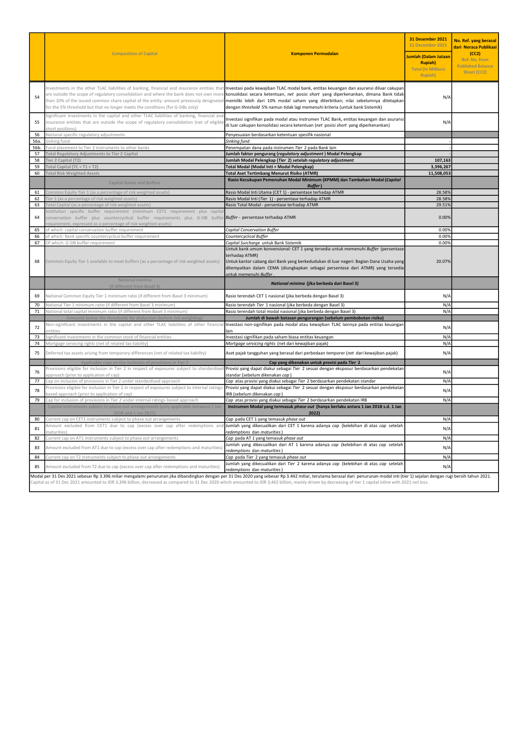| | Composition of Capital | Komponen Permodalan | 31 Desember 2021 / 31 December 2021 Jumlah (Dalam Jutaan Rupiah) / Total (In Millions Rupiah) | No. Ref. yang berasal dari Neraca Publikasi (CC2) / Ref. No. from Published Balance Sheet (CC2) |
|---|---|---|---|---|
| 54 | Investments in the other TLAC liabilities of banking, financial and insurance entities that are outside the scope of regulatory consolidation and where the bank does not own more than 10% of the issued common share capital of the entity: amount previously designated for the 5% threshold but that no longer meets the conditions (for G-SIBs only) | Investasi pada kewajiban TLAC modal bank, entitas keuangan dan asuransi diluar cakupan konsolidasi secara ketentuan, *net* posisi *short* yang diperkenankan, dimana Bank tidak memiliki lebih dari 10% modal saham yang diterbitkan; nilai sebelumnya ditetapkan dengan *threshold* 5% namun tidak lagi memenuhi kriteria (untuk bank Sistemik) | N/A | |
| 55 | Significant investments in the capital and other TLAC liabilities of banking, financial and insurance entities that are outside the scope of regulatory consolidation (net of eligible short positions) | Investasi signifikan pada modal atau instrumen TLAC Bank, entitas keuangan dan asuransi di luar cakupan konsolidasi secara ketentuan (*net* posisi *short* yang diperkenankan) | N/A | |
| 56 | National specific regulatory adjustments | Penyesuaian berdasarkan ketentuan spesifik nasional | | |
| 56a. | Sinking fund | *Sinking fund* | - | |
| 56b. | Fund placement to Tier 2 instruments to other banks | Penempatan dana pada instrumen *Tier* 2 pada Bank lain | - | |
| 57 | Total Regulatory Adjustments to Tier 2 Capital | Jumlah faktor pengurang (*regulatory adjustment*) Modal Pelengkap | - | |
| 58 | Tier 2 Capital (T2) | Jumlah Modal Pelengkap (*Tier* 2) setelah *regulatory adjustment* | 107,163 | |
| 59 | Total Capital (TC = T1 + T2) | Total Modal (Modal Inti + Modal Pelengkap) | 3,396,267 | |
| 60 | Total Risk Weighted Assets | Total Aset Tertimbang Menurut Risiko (ATMR) | 11,508,053 | |
| | Capital Ratios and Buffers | Rasio Kecukupan Pemenuhan Modal Minimum (KPMM) dan Tambahan Modal (*Capital Buffer*) | | |
| 61 | Common Equity Tier 1 (as a percentage of risk weighted assets) | Rasio Modal Inti Utama (CET 1) - persentase terhadap ATMR | 28.58% | |
| 62 | Tier 1 (as a percentage of risk weighted assets) | Rasio Modal Inti (*Tier* 1) - persentase terhadap ATMR | 28.58% | |
| 63 | Total Capital (as a percentage of risk weighted assets) | Rasio Total Modal - persentase terhadap ATMR | 29.51% | |
| 64 | Institution specific buffer requirement (minimum CET1 requirement plus capital conservation buffer plus countercyclical buffer requirements plus G-SIB buffer requirement, expressed as a percentage of risk weighted assets) | *Buffer* - persentase terhadap ATMR | 0.00% | |
| 65 | of which: capital conservation buffer requirement | *Capital Conservation Buffer* | 0.00% | |
| 66 | of which: Bank specific countercyclical buffer requirement | *Countercyclical Buffer* | 0.00% | |
| 67 | Of which: G-SIB buffer requirement | *Capital Surcharge* untuk Bank Sistemik | 0.00% | |
| 68 | Common Equity Tier 1 available to meet buffers (as a percentage of risk weighted assets) | Untuk bank umum konvensional: CET 1 yang tersedia untuk memenuhi *Buffer* (persentase terhadap ATMR) Untuk kantor cabang dari Bank yang berkedudukan di luar negeri: Bagian Dana Usaha yang ditempatkan dalam CEMA (diungkapkan sebagai persentase dari ATMR) yang tersedia untuk memenuhi *Buffer*. | 20.07% | |
| | National minima (if different from Basel 3) | *National minima* (jika berbeda dari Basel 3) | | |
| 69 | National Common Equity Tier 1 minimum ratio (if different from Basel 3 minimum) | Rasio terendah CET 1 nasional (jika berbeda dengan Basel 3) | N/A | |
| 70 | National Tier 1 minimum ratio (if different from Basel 3 minimum) | Rasio terendah *Tier* 1 nasional (jika berbeda dengan Basel 3) | N/A | |
| 71 | National total capital minimum ratio (if different from Basel 3 minimum) | Rasio terendah total modal nasional (jika berbeda dengan Basel 3) | N/A | |
| | Amounts below the thresholds for deduction (before risk weighting) | Jumlah di bawah batasan pengurangan (sebelum pembobotan risiko) | | |
| 72 | Non-significant investments in the capital and other TLAC liabilities of other financial entities | Investasi non-signifikan pada modal atau kewajiban TLAC lainnya pada entitas keuangan lain | N/A | |
| 73 | Significant investments in the common stock of financial entities | Investasi signifikan pada saham biasa entitas keuangan | N/A | |
| 74 | Mortgage servicing rights (net of related tax liability) | *Mortgage servicing rights* (net dari kewajiban pajak) | N/A | |
| 75 | Deferred tax assets arising from temporary differences (net of related tax liability) | Aset pajak tangguhan yang berasal dari perbedaan temporer (*net* dari kewajiban pajak) | N/A | |
| | Applicable caps on the inclusion of provisions in Tier 2 | Cap yang dikenakan untuk provisi pada *Tier* 2 | | |
| 76 | Provisions eligible for inclusion in Tier 2 in respect of exposures subject to standardised approach (prior to application of cap) | Provisi yang dapat diakui sebagai *Tier* 2 sesuai dengan eksposur berdasarkan pendekatan standar (sebelum dikenakan *cap*) | N/A | |
| 77 | Cap on inclusion of provisions in Tier 2 under standardised approach | *Cap* atas provisi yang diakui sebagai *Tier* 2 berdasarkan pendekatan standar | N/A | |
| 78 | Provisions eligible for inclusion in Tier 2 in respect of exposures subject to internal ratings-based approach (prior to application of cap) | Provisi yang dapat diakui sebagai *Tier* 2 sesuai dengan eksposur berdasarkan pendekatan IRB (sebelum dikenakan *cap*) | N/A | |
| 79 | Cap for inclusion of provisions in Tier 2 under internal ratings-based approach | *Cap* atas provisi yang diakui sebagai *Tier* 2 berdasarkan pendekatan IRB | N/A | |
| | Capital instruments subject to phase-out arrangements (only applicable between 1 Jan 2018 and 1 Jan 2022) | Instrumen Modal yang termasuk *phase out* (hanya berlaku antara 1 Jan 2018 s.d. 1 Jan 2022) | | |
| 80 | Current cap on CET1 instruments subject to phase out arrangements | *Cap* pada CET 1 yang temasuk *phase out* | N/A | |
| 81 | Amount excluded from CET1 due to cap (excess over cap after redemptions and maturities) | Jumlah yang dikecualikan dari CET 1 karena adanya *cap* (kelebihan di atas *cap* setelah *redemptions* dan *maturities*) | N/A | |
| 82 | Current cap on AT1 instruments subject to phase out arrangements | *Cap* pada AT 1 yang temasuk *phase out* | N/A | |
| 83 | Amount excluded from AT1 due to cap (excess over cap after redemptions and maturities) | Jumlah yang dikecualikan dari AT 1 karena adanya *cap* (kelebihan di atas *cap* setelah *redemptions* dan *maturities*) | N/A | |
| 84 | Current cap on T2 instruments subject to phase out arrangements | *Cap* pada *Tier* 2 yang temasuk *phase out* | N/A | |
| 85 | Amount excluded from T2 due to cap (excess over cap after redemptions and maturities) | Jumlah yang dikecualikan dari *Tier* 2 karena adanya *cap* (kelebihan di atas *cap* setelah *redemptions* dan *maturities*) | N/A | |

Modal per 31 Des 2021 sebesar Rp 3.396 miliar mengalami penurunan jika dibandingkan dengan per 31 Des 2020 yang sebesar Rp 3.442 miliar, terutama berasal dari penurunan modal inti (tier 1) sejalan dengan rugi bersih tahun 2021.
Capital as of 31 Dec 2021 amounted to IDR 3,396 billion, decreased as compared to 31 Dec 2020 which amounted to IDR 3,442 billion, mainly driven by decreasing of tier 1 capital inline with 2021 net loss.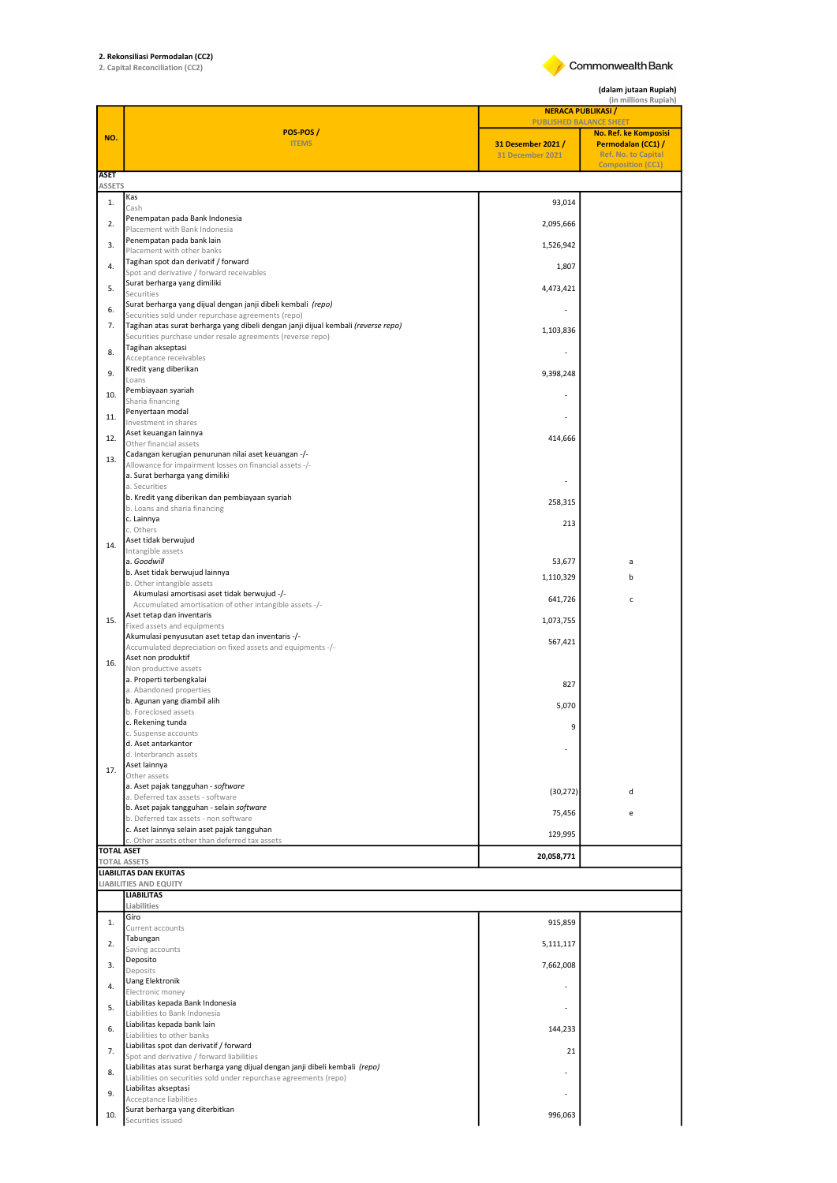**2. Rekonsiliasi Permodalan (CC2)**
2. Capital Reconciliation (CC2)

(dalam jutaan Rupiah)
(in millions Rupiah)

| NO. | POS-POS / ITEMS | NERACA PUBLIKASI / PUBLISHED BALANCE SHEET | |
|---|---|---|---|
| | | 31 Desember 2021 / 31 December 2021 | No. Ref. ke Komposisi Permodalan (CC1) / Ref. No. to Capital Composition (CC1) |
| **ASET** ASSETS | | | |
| 1. | Kas / Cash | 93,014 | |
| 2. | Penempatan pada Bank Indonesia / Placement with Bank Indonesia | 2,095,666 | |
| 3. | Penempatan pada bank lain / Placement with other banks | 1,526,942 | |
| 4. | Tagihan spot dan derivatif / forward / Spot and derivative / forward receivables | 1,807 | |
| 5. | Surat berharga yang dimiliki / Securities | 4,473,421 | |
| 6. | Surat berharga yang dijual dengan janji dibeli kembali *(repo)* / Securities sold under repurchase agreements (repo) | - | |
| 7. | Tagihan atas surat berharga yang dibeli dengan janji dijual kembali *(reverse repo)* / Securities purchase under resale agreements (reverse repo) | 1,103,836 | |
| 8. | Tagihan akseptasi / Acceptance receivables | - | |
| 9. | Kredit yang diberikan / Loans | 9,398,248 | |
| 10. | Pembiayaan syariah / Sharia financing | - | |
| 11. | Penyertaan modal / Investment in shares | - | |
| 12. | Aset keuangan lainnya / Other financial assets | 414,666 | |
| 13. | Cadangan kerugian penurunan nilai aset keuangan -/- / Allowance for impairment losses on financial assets -/- | | |
| | a. Surat berharga yang dimiliki / a. Securities | - | |
| | b. Kredit yang diberikan dan pembiayaan syariah / b. Loans and sharia financing | 258,315 | |
| | c. Lainnya / c. Others | 213 | |
| 14. | Aset tidak berwujud / Intangible assets | | |
| | a. *Goodwill* | 53,677 | a |
| | b. Aset tidak berwujud lainnya / b. Other intangible assets | 1,110,329 | b |
| | Akumulasi amortisasi aset tidak berwujud -/- / Accumulated amortization of other intangible assets -/- | 641,726 | c |
| 15. | Aset tetap dan inventaris / Fixed assets and equipments | 1,073,755 | |
| | Akumulasi penyusutan aset tetap dan inventaris -/- / Accumulated depreciation on fixed assets and equipments -/- | 567,421 | |
| 16. | Aset non produktif / Non productive assets | | |
| | a. Properti terbengkalai / a. Abandoned properties | 827 | |
| | b. Agunan yang diambil alih / b. Foreclosed assets | 5,070 | |
| | c. Rekening tunda / c. Suspense accounts | 9 | |
| | d. Aset antarkantor / d. Interbranch assets | - | |
| 17. | Aset lainnya / Other assets | | |
| | a. Aset pajak tangguhan - *software* / a. Deferred tax assets - software | (30,272) | d |
| | b. Aset pajak tangguhan - selain *software* / b. Deferred tax assets - non software | 75,456 | e |
| | c. Aset lainnya selain aset pajak tangguhan / c. Other assets other than deferred tax assets | 129,995 | |
| **TOTAL ASET** TOTAL ASSETS | | **20,058,771** | |
| **LIABILITAS DAN EKUITAS** LIABILITIES AND EQUITY | | | |
| | **LIABILITAS** Liabilities | | |
| 1. | Giro / Current accounts | 915,859 | |
| 2. | Tabungan / Saving accounts | 5,111,117 | |
| 3. | Deposito / Deposits | 7,662,008 | |
| 4. | Uang Elektronik / Electronic money | - | |
| 5. | Liabilitas kepada Bank Indonesia / Liabilities to Bank Indonesia | - | |
| 6. | Liabilitas kepada bank lain / Liabilities to other banks | 144,233 | |
| 7. | Liabilitas spot dan derivatif / forward / Spot and derivative / forward liabilities | 21 | |
| 8. | Liabilitas atas surat berharga yang dijual dengan janji dibeli kembali *(repo)* / Liabilities on securities sold under repurchase agreements (repo) | - | |
| 9. | Liabilitas akseptasi / Acceptance liabilities | - | |
| 10. | Surat berharga yang diterbitkan / Securities issued | 996,063 | |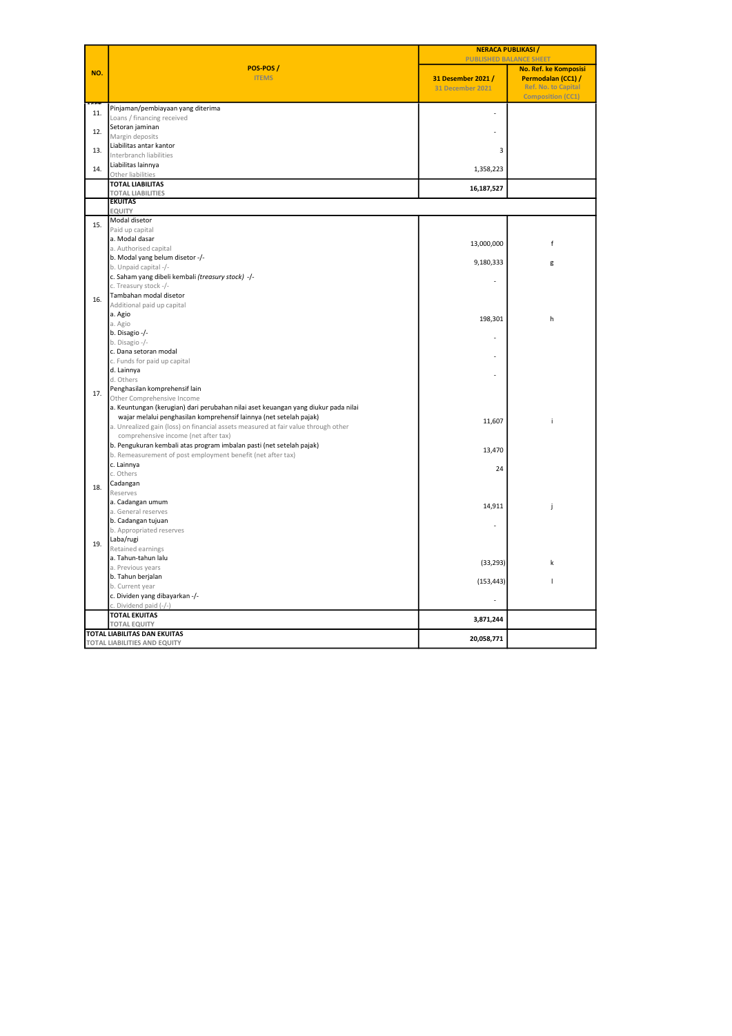| NO. | POS-POS / ITEMS | NERACA PUBLIKASI / PUBLISHED BALANCE SHEET | |
|---|---|---|---|
| | | 31 Desember 2021 / 31 December 2021 | No. Ref. ke Komposisi Permodalan (CC1) / Ref. No. to Capital Composition (CC1) |
| 11. | Pinjaman/pembiayaan yang diterima<br>Loans / financing received | - | |
| 12. | Setoran jaminan<br>Margin deposits | - | |
| 13. | Liabilitas antar kantor<br>Interbranch liabilities | 3 | |
| 14. | Liabilitas lainnya<br>Other liabilities | 1,358,223 | |
| | **TOTAL LIABILITAS**<br>**TOTAL LIABILITIES** | **16,187,527** | |
| | **EKUITAS**<br>**EQUITY** | | |
| 15. | Modal disetor<br>Paid up capital | | |
| | a. Modal dasar<br>a. Authorised capital | 13,000,000 | f |
| | b. Modal yang belum disetor -/-<br>b. Unpaid capital -/- | 9,180,333 | g |
| | c. Saham yang dibeli kembali *(treasury stock)* -/-<br>c. Treasury stock -/- | - | |
| 16. | Tambahan modal disetor<br>Additional paid up capital | | |
| | a. Agio<br>a. Agio | 198,301 | h |
| | b. Disagio -/-<br>b. Disagio -/- | - | |
| | c. Dana setoran modal<br>c. Funds for paid up capital | - | |
| | d. Lainnya<br>d. Others | - | |
| 17. | Penghasilan komprehensif lain<br>Other Comprehensive Income | | |
| | a. Keuntungan (kerugian) dari perubahan nilai aset keuangan yang diukur pada nilai wajar melalui penghasilan komprehensif lainnya (net setelah pajak)<br>a. Unrealized gain (loss) on financial assets measured at fair value through other comprehensive income (net after tax) | 11,607 | i |
| | b. Pengukuran kembali atas program imbalan pasti (net setelah pajak)<br>b. Remeasurement of post employment benefit (net after tax) | 13,470 | |
| | c. Lainnya<br>c. Others | 24 | |
| 18. | Cadangan<br>Reserves | | |
| | a. Cadangan umum<br>a. General reserves | 14,911 | j |
| | b. Cadangan tujuan<br>b. Appropriated reserves | - | |
| 19. | Laba/rugi<br>Retained earnings | | |
| | a. Tahun-tahun lalu<br>a. Previous years | (33,293) | k |
| | b. Tahun berjalan<br>b. Current year | (153,443) | l |
| | c. Dividen yang dibayarkan -/-<br>c. Dividend paid (-/-) | - | |
| | **TOTAL EKUITAS**<br>**TOTAL EQUITY** | **3,871,244** | |
| | **TOTAL LIABILITAS DAN EKUITAS**<br>**TOTAL LIABILITIES AND EQUITY** | **20,058,771** | |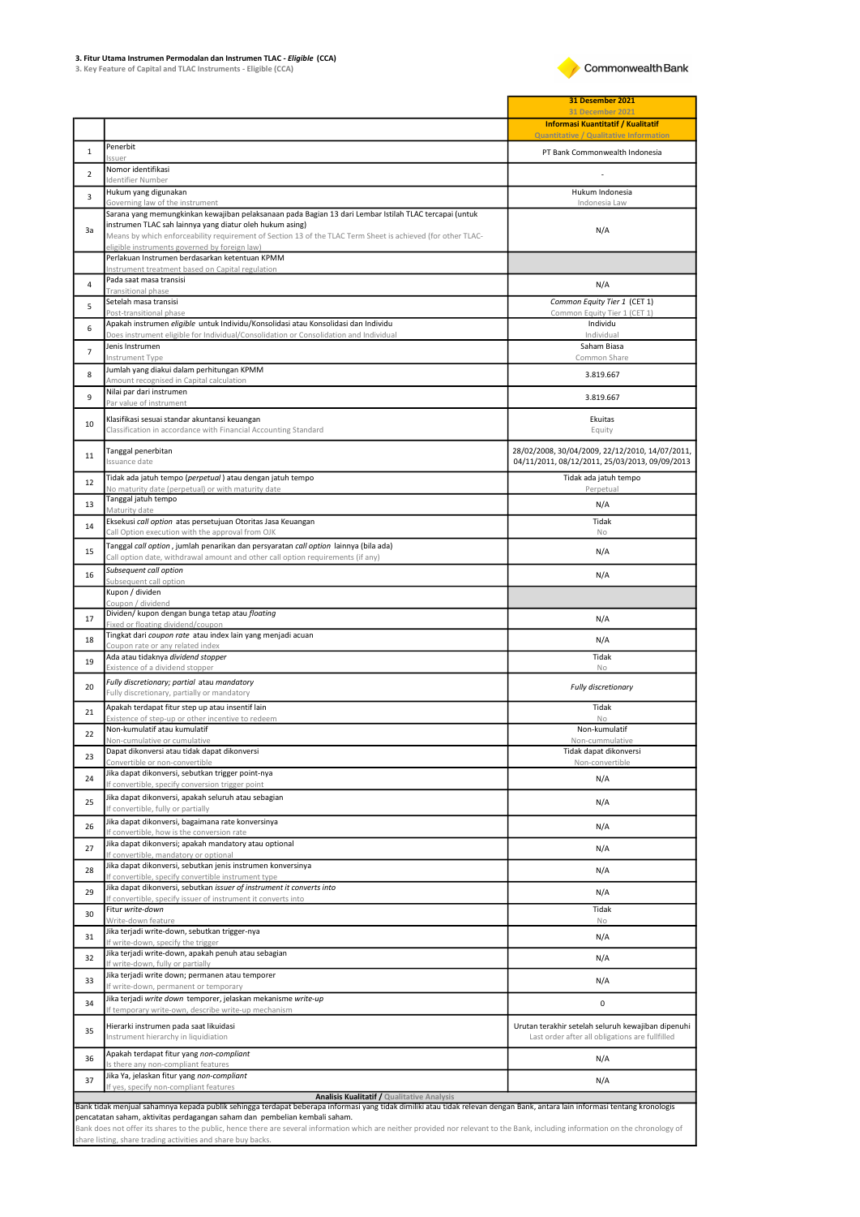**3. Fitur Utama Instrumen Permodalan dan Instrumen TLAC - *Eligible* (CCA)**
3. Key Feature of Capital and TLAC Instruments - Eligible (CCA)

CommonwealthBank

| | | 31 Desember 2021<br>31 December 2021<br>Informasi Kuantitatif / Kualitatif<br>Quantitative / Qualitative Information |
|---|---|---|
| 1 | Penerbit<br>Issuer | PT Bank Commonwealth Indonesia |
| 2 | Nomor identifikasi<br>Identifier Number | - |
| 3 | Hukum yang digunakan<br>Governing law of the instrument | Hukum Indonesia<br>Indonesia Law |
| 3a | Sarana yang memungkinkan kewajiban pelaksanaan pada Bagian 13 dari Lembar Istilah TLAC tercapai (untuk instrumen TLAC sah lainnya yang diatur oleh hukum asing)<br>Means by which enforceability requirement of Section 13 of the TLAC Term Sheet is achieved (for other TLAC-eligible instruments governed by foreign law) | N/A |
| | Perlakuan Instrumen berdasarkan ketentuan KPMM<br>Instrument treatment based on Capital regulation | |
| 4 | Pada saat masa transisi<br>Transitional phase | N/A |
| 5 | Setelah masa transisi<br>Post-transitional phase | *Common Equity Tier 1* (CET 1)<br>Common Equity Tier 1 (CET 1) |
| 6 | Apakah instrumen *eligible* untuk Individu/Konsolidasi atau Konsolidasi dan Individu<br>Does instrument eligible for Individual/Consolidation or Consolidation and Individual | Individu<br>Individual |
| 7 | Jenis Instrumen<br>Instrument Type | Saham Biasa<br>Common Share |
| 8 | Jumlah yang diakui dalam perhitungan KPMM<br>Amount recognised in Capital calculation | 3.819.667 |
| 9 | Nilai par dari instrumen<br>Par value of instrument | 3.819.667 |
| 10 | Klasifikasi sesuai standar akuntansi keuangan<br>Classification in accordance with Financial Accounting Standard | Ekuitas<br>Equity |
| 11 | Tanggal penerbitan<br>Issuance date | 28/02/2008, 30/04/2009, 22/12/2010, 14/07/2011, 04/11/2011, 08/12/2011, 25/03/2013, 09/09/2013 |
| 12 | Tidak ada jatuh tempo (*perpetual*) atau dengan jatuh tempo<br>No maturity date (perpetual) or with maturity date | Tidak ada jatuh tempo<br>Perpetual |
| 13 | Tanggal jatuh tempo<br>Maturity date | N/A |
| 14 | Eksekusi *call option* atas persetujuan Otoritas Jasa Keuangan<br>Call Option execution with the approval from OJK | Tidak<br>No |
| 15 | Tanggal *call option*, jumlah penarikan dan persyaratan *call option* lainnya (bila ada)<br>Call option date, withdrawal amount and other call option requirements (if any) | N/A |
| 16 | *Subsequent call option*<br>Subsequent call option | N/A |
| | Kupon / dividen<br>Coupon / dividend | |
| 17 | Dividen/ kupon dengan bunga tetap atau *floating*<br>Fixed or floating dividend/coupon | N/A |
| 18 | Tingkat dari *coupon rate* atau index lain yang menjadi acuan<br>Coupon rate or any related index | N/A |
| 19 | Ada atau tidaknya *dividend stopper*<br>Existence of a dividend stopper | Tidak<br>No |
| 20 | *Fully discretionary; partial* atau *mandatory*<br>Fully discretionary, partially or mandatory | *Fully discretionary* |
| 21 | Apakah terdapat fitur step up atau insentif lain<br>Existence of step-up or other incentive to redeem | Tidak<br>No |
| 22 | Non-kumulatif atau kumulatif<br>Non-cumulative or cumulative | Non-kumulatif<br>Non-cummulative |
| 23 | Dapat dikonversi atau tidak dapat dikonversi<br>Convertible or non-convertible | Tidak dapat dikonversi<br>Non-convertible |
| 24 | Jika dapat dikonversi, sebutkan trigger point-nya<br>If convertible, specify conversion trigger point | N/A |
| 25 | Jika dapat dikonversi, apakah seluruh atau sebagian<br>If convertible, fully or partially | N/A |
| 26 | Jika dapat dikonversi, bagaimana rate konversinya<br>If convertible, how is the conversion rate | N/A |
| 27 | Jika dapat dikonversi; apakah mandatory atau optional<br>If convertible, mandatory or optional | N/A |
| 28 | Jika dapat dikonversi, sebutkan jenis instrumen konversinya<br>If convertible, specify convertible instrument type | N/A |
| 29 | Jika dapat dikonversi, sebutkan *issuer of instrument it converts into*<br>If convertible, specify issuer of instrument it converts into | N/A |
| 30 | Fitur *write-down*<br>Write-down feature | Tidak<br>No |
| 31 | Jika terjadi write-down, sebutkan trigger-nya<br>If write-down, specify the trigger | N/A |
| 32 | Jika terjadi write-down, apakah penuh atau sebagian<br>If write-down, fully or partially | N/A |
| 33 | Jika terjadi write down; permanen atau temporer<br>If write-down, permanent or temporary | N/A |
| 34 | Jika terjadi *write down* temporer, jelaskan mekanisme *write-up*<br>If temporary write-own, describe write-up mechanism | 0 |
| 35 | Hierarki instrumen pada saat likuidasi<br>Instrument hierarchy in liquidation | Urutan terakhir setelah seluruh kewajiban dipenuhi<br>Last order after all obligations are fullfilled |
| 36 | Apakah terdapat fitur yang *non-compliant*<br>Is there any non-compliant features | N/A |
| 37 | Jika Ya, jelaskan fitur yang *non-compliant*<br>If yes, specify non-compliant features | N/A |

**Analisis Kualitatif / Qualitative Analysis**

Bank tidak menjual sahamnya kepada publik sehingga terdapat beberapa informasi yang tidak dimiliki atau tidak relevan dengan Bank, antara lain informasi tentang kronologis pencatatan saham, aktivitas perdagangan saham dan pembelian kembali saham.

Bank does not offer its shares to the public, hence there are several information which are neither provided nor relevant to the Bank, including information on the chronology of share listing, share trading activities and share buy backs.